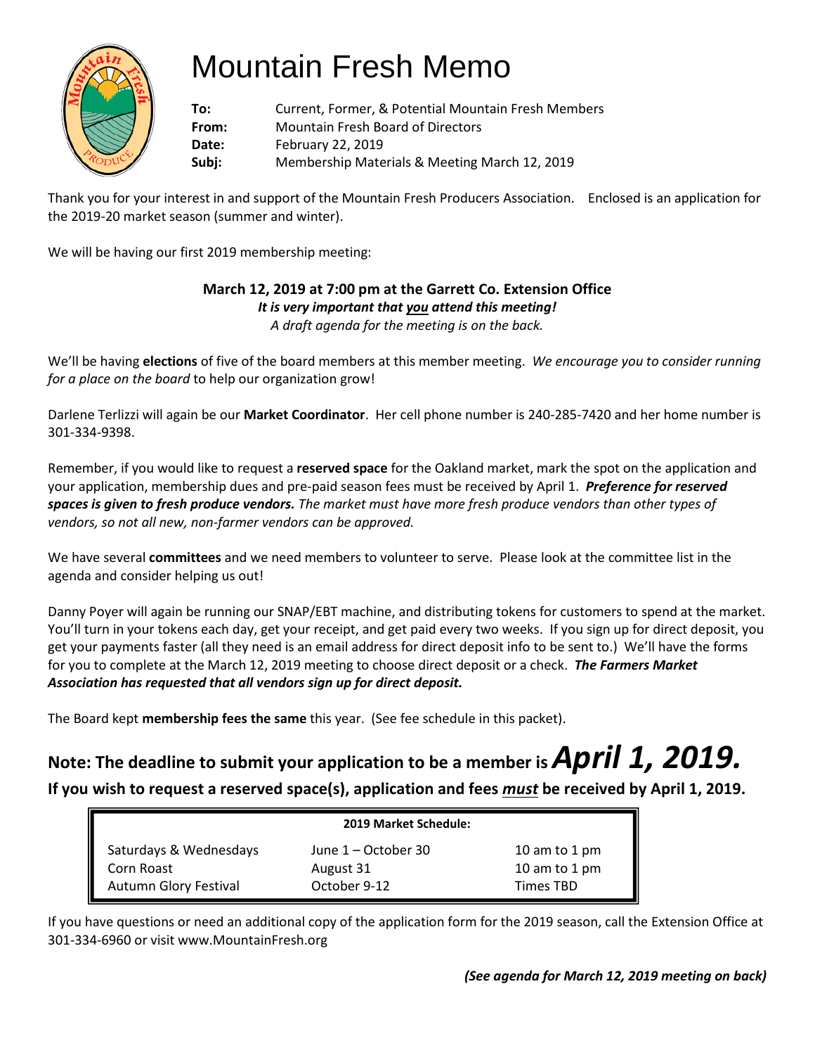# Mountain Fresh Memo

**To:** Current, Former, & Potential Mountain Fresh Members
**From:** Mountain Fresh Board of Directors
**Date:** February 22, 2019
**Subj:** Membership Materials & Meeting March 12, 2019

Thank you for your interest in and support of the Mountain Fresh Producers Association. Enclosed is an application for the 2019-20 market season (summer and winter).

We will be having our first 2019 membership meeting:

**March 12, 2019 at 7:00 pm at the Garrett Co. Extension Office**
***It is very important that you attend this meeting!***
*A draft agenda for the meeting is on the back.*

We'll be having **elections** of five of the board members at this member meeting. *We encourage you to consider running for a place on the board* to help our organization grow!

Darlene Terlizzi will again be our **Market Coordinator**. Her cell phone number is 240-285-7420 and her home number is 301-334-9398.

Remember, if you would like to request a **reserved space** for the Oakland market, mark the spot on the application and your application, membership dues and pre-paid season fees must be received by April 1. ***Preference for reserved spaces is given to fresh produce vendors.*** *The market must have more fresh produce vendors than other types of vendors, so not all new, non-farmer vendors can be approved.*

We have several **committees** and we need members to volunteer to serve. Please look at the committee list in the agenda and consider helping us out!

Danny Poyer will again be running our SNAP/EBT machine, and distributing tokens for customers to spend at the market. You'll turn in your tokens each day, get your receipt, and get paid every two weeks. If you sign up for direct deposit, you get your payments faster (all they need is an email address for direct deposit info to be sent to.) We'll have the forms for you to complete at the March 12, 2019 meeting to choose direct deposit or a check. ***The Farmers Market Association has requested that all vendors sign up for direct deposit.***

The Board kept **membership fees the same** this year. (See fee schedule in this packet).

## Note: The deadline to submit your application to be a member is *April 1, 2019.*

**If you wish to request a reserved space(s), application and fees *must* be received by April 1, 2019.**

| 2019 Market Schedule: | | |
|---|---|---|
| Saturdays & Wednesdays | June 1 – October 30 | 10 am to 1 pm |
| Corn Roast | August 31 | 10 am to 1 pm |
| Autumn Glory Festival | October 9-12 | Times TBD |

If you have questions or need an additional copy of the application form for the 2019 season, call the Extension Office at 301-334-6960 or visit www.MountainFresh.org

***(See agenda for March 12, 2019 meeting on back)***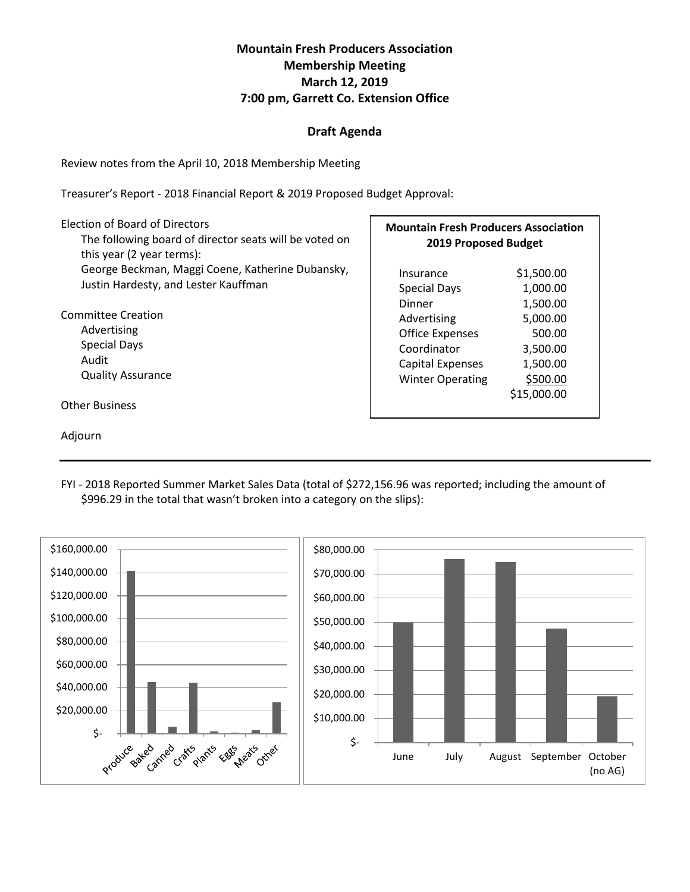# Mountain Fresh Producers Association
## Membership Meeting
## March 12, 2019
## 7:00 pm, Garrett Co. Extension Office

### Draft Agenda

Review notes from the April 10, 2018 Membership Meeting

Treasurer's Report - 2018 Financial Report & 2019 Proposed Budget Approval:

Election of Board of Directors

- The following board of director seats will be voted on this year (2 year terms):
- George Beckman, Maggi Coene, Katherine Dubansky, Justin Hardesty, and Lester Kauffman

Committee Creation

- Advertising
- Special Days
- Audit
- Quality Assurance

Other Business

Adjourn

**Mountain Fresh Producers Association**
**2019 Proposed Budget**

| Item | Amount |
|---|---|
| Insurance | $1,500.00 |
| Special Days | 1,000.00 |
| Dinner | 1,500.00 |
| Advertising | 5,000.00 |
| Office Expenses | 500.00 |
| Coordinator | 3,500.00 |
| Capital Expenses | 1,500.00 |
| Winter Operating | $500.00 |
| | $15,000.00 |

---

FYI - 2018 Reported Summer Market Sales Data (total of $272,156.96 was reported; including the amount of $996.29 in the total that wasn't broken into a category on the slips):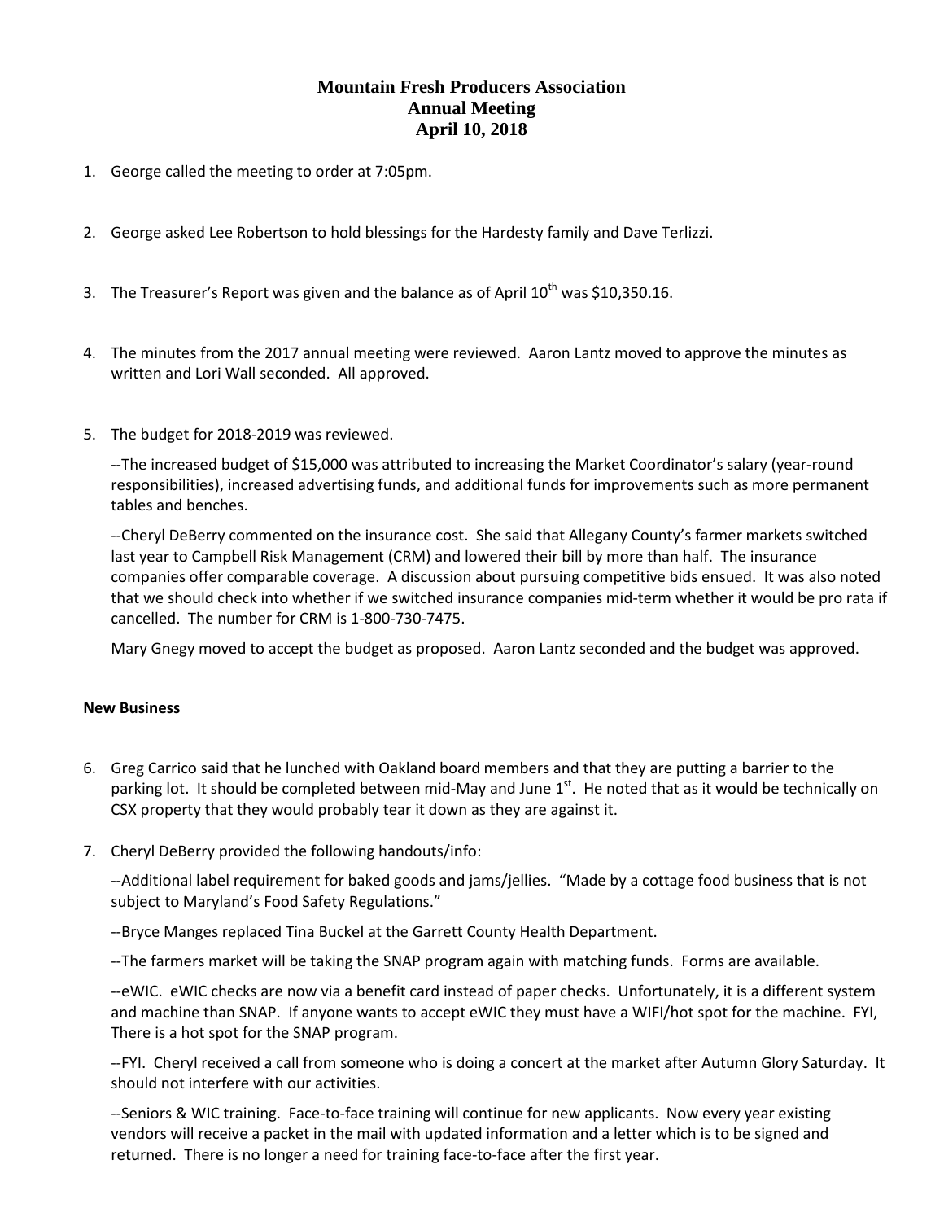# Mountain Fresh Producers Association
## Annual Meeting
## April 10, 2018

1. George called the meeting to order at 7:05pm.

2. George asked Lee Robertson to hold blessings for the Hardesty family and Dave Terlizzi.

3. The Treasurer's Report was given and the balance as of April 10th was $10,350.16.

4. The minutes from the 2017 annual meeting were reviewed. Aaron Lantz moved to approve the minutes as written and Lori Wall seconded. All approved.

5. The budget for 2018-2019 was reviewed.

   --The increased budget of $15,000 was attributed to increasing the Market Coordinator's salary (year-round responsibilities), increased advertising funds, and additional funds for improvements such as more permanent tables and benches.

   --Cheryl DeBerry commented on the insurance cost. She said that Allegany County's farmer markets switched last year to Campbell Risk Management (CRM) and lowered their bill by more than half. The insurance companies offer comparable coverage. A discussion about pursuing competitive bids ensued. It was also noted that we should check into whether if we switched insurance companies mid-term whether it would be pro rata if cancelled. The number for CRM is 1-800-730-7475.

   Mary Gnegy moved to accept the budget as proposed. Aaron Lantz seconded and the budget was approved.

**New Business**

6. Greg Carrico said that he lunched with Oakland board members and that they are putting a barrier to the parking lot. It should be completed between mid-May and June 1st. He noted that as it would be technically on CSX property that they would probably tear it down as they are against it.

7. Cheryl DeBerry provided the following handouts/info:

   --Additional label requirement for baked goods and jams/jellies. "Made by a cottage food business that is not subject to Maryland's Food Safety Regulations."

   --Bryce Manges replaced Tina Buckel at the Garrett County Health Department.

   --The farmers market will be taking the SNAP program again with matching funds. Forms are available.

   --eWIC. eWIC checks are now via a benefit card instead of paper checks. Unfortunately, it is a different system and machine than SNAP. If anyone wants to accept eWIC they must have a WIFI/hot spot for the machine. FYI, There is a hot spot for the SNAP program.

   --FYI. Cheryl received a call from someone who is doing a concert at the market after Autumn Glory Saturday. It should not interfere with our activities.

   --Seniors & WIC training. Face-to-face training will continue for new applicants. Now every year existing vendors will receive a packet in the mail with updated information and a letter which is to be signed and returned. There is no longer a need for training face-to-face after the first year.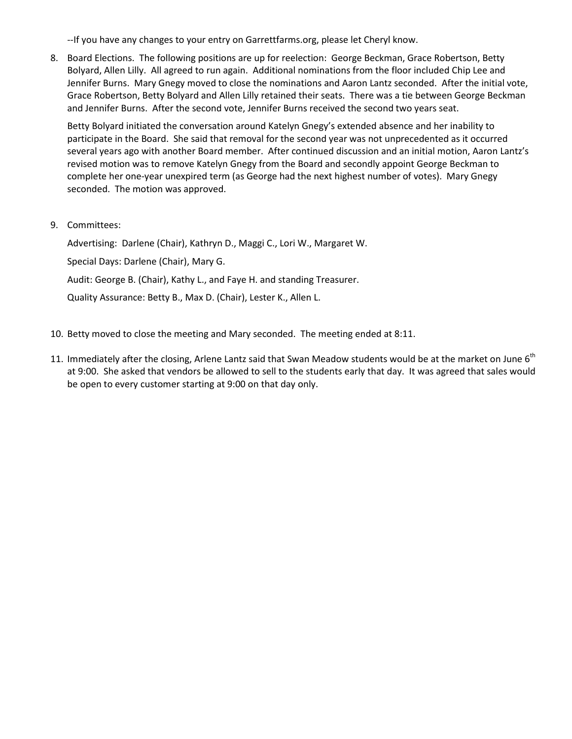--If you have any changes to your entry on Garrettfarms.org, please let Cheryl know.

8. Board Elections. The following positions are up for reelection: George Beckman, Grace Robertson, Betty Bolyard, Allen Lilly. All agreed to run again. Additional nominations from the floor included Chip Lee and Jennifer Burns. Mary Gnegy moved to close the nominations and Aaron Lantz seconded. After the initial vote, Grace Robertson, Betty Bolyard and Allen Lilly retained their seats. There was a tie between George Beckman and Jennifer Burns. After the second vote, Jennifer Burns received the second two years seat.

   Betty Bolyard initiated the conversation around Katelyn Gnegy's extended absence and her inability to participate in the Board. She said that removal for the second year was not unprecedented as it occurred several years ago with another Board member. After continued discussion and an initial motion, Aaron Lantz's revised motion was to remove Katelyn Gnegy from the Board and secondly appoint George Beckman to complete her one-year unexpired term (as George had the next highest number of votes). Mary Gnegy seconded. The motion was approved.

9. Committees:

   Advertising: Darlene (Chair), Kathryn D., Maggi C., Lori W., Margaret W.

   Special Days: Darlene (Chair), Mary G.

   Audit: George B. (Chair), Kathy L., and Faye H. and standing Treasurer.

   Quality Assurance: Betty B., Max D. (Chair), Lester K., Allen L.

10. Betty moved to close the meeting and Mary seconded. The meeting ended at 8:11.

11. Immediately after the closing, Arlene Lantz said that Swan Meadow students would be at the market on June 6th at 9:00. She asked that vendors be allowed to sell to the students early that day. It was agreed that sales would be open to every customer starting at 9:00 on that day only.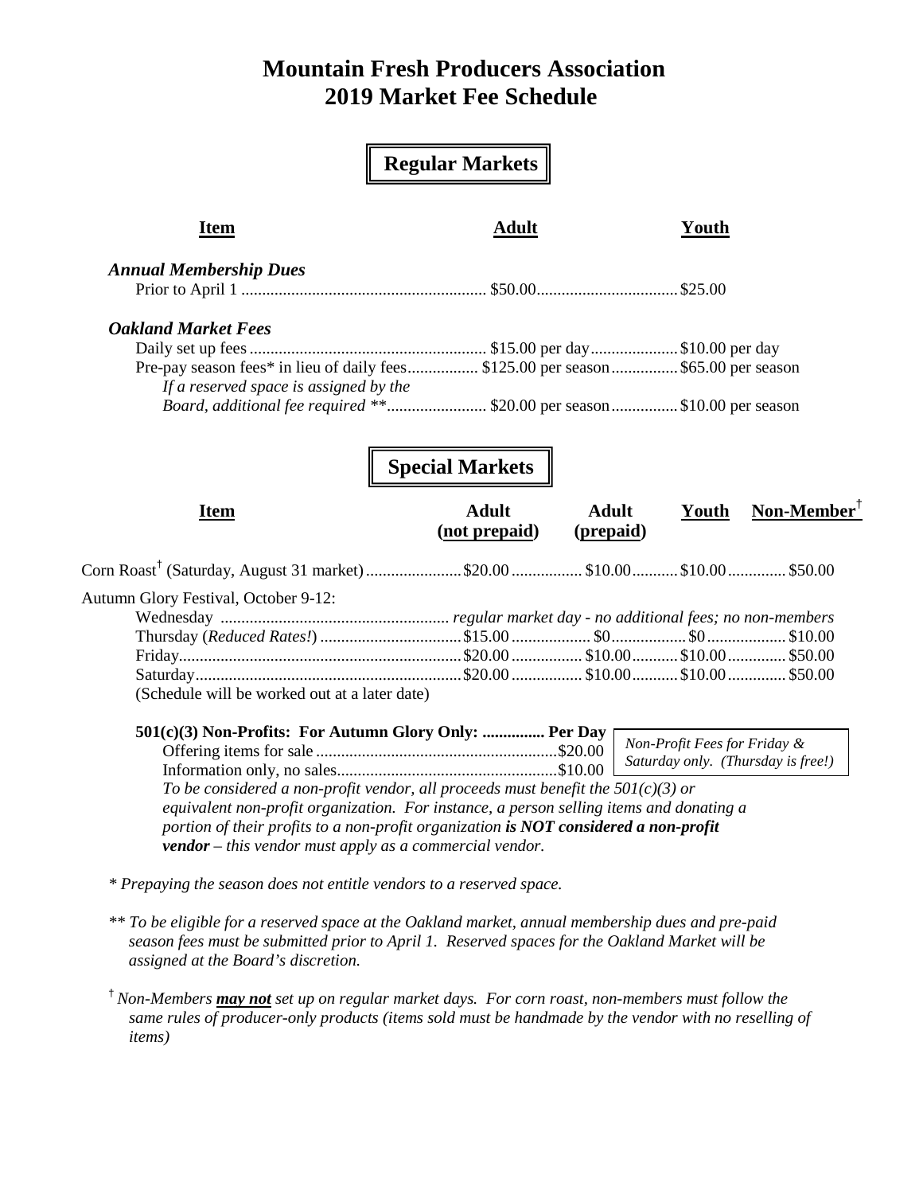# Mountain Fresh Producers Association
# 2019 Market Fee Schedule

## Regular Markets

| Item | Adult | Youth |
|---|---|---|
| ***Annual Membership Dues*** | | |
| Prior to April 1 | $50.00 | $25.00 |
| ***Oakland Market Fees*** | | |
| Daily set up fees | $15.00 per day | $10.00 per day |
| Pre-pay season fees* in lieu of daily fees | $125.00 per season | $65.00 per season |
| *If a reserved space is assigned by the Board, additional fee required ** * | $20.00 per season | $10.00 per season |

## Special Markets

| Item | Adult (not prepaid) | Adult (prepaid) | Youth | Non-Member[†] |
|---|---|---|---|---|
| Corn Roast[†] (Saturday, August 31 market) | $20.00 | $10.00 | $10.00 | $50.00 |
| Autumn Glory Festival, October 9-12: | | | | |
| Wednesday | *regular market day - no additional fees; no non-members* | | | |
| Thursday (*Reduced Rates!*) | $15.00 | $0 | $0 | $10.00 |
| Friday | $20.00 | $10.00 | $10.00 | $50.00 |
| Saturday | $20.00 | $10.00 | $10.00 | $50.00 |
| (Schedule will be worked out at a later date) | | | | |

**501(c)(3) Non-Profits: For Autumn Glory Only: .............. Per Day**

| | Per Day |
|---|---|
| Offering items for sale | $20.00 |
| Information only, no sales | $10.00 |

*Non-Profit Fees for Friday & Saturday only. (Thursday is free!)*

*To be considered a non-profit vendor, all proceeds must benefit the 501(c)(3) or equivalent non-profit organization. For instance, a person selling items and donating a portion of their profits to a non-profit organization* ***is NOT considered a non-profit vendor*** *– this vendor must apply as a commercial vendor.*

\* *Prepaying the season does not entitle vendors to a reserved space.*

\*\* *To be eligible for a reserved space at the Oakland market, annual membership dues and pre-paid season fees must be submitted prior to April 1. Reserved spaces for the Oakland Market will be assigned at the Board's discretion.*

[†] *Non-Members* ***may not*** *set up on regular market days. For corn roast, non-members must follow the same rules of producer-only products (items sold must be handmade by the vendor with no reselling of items)*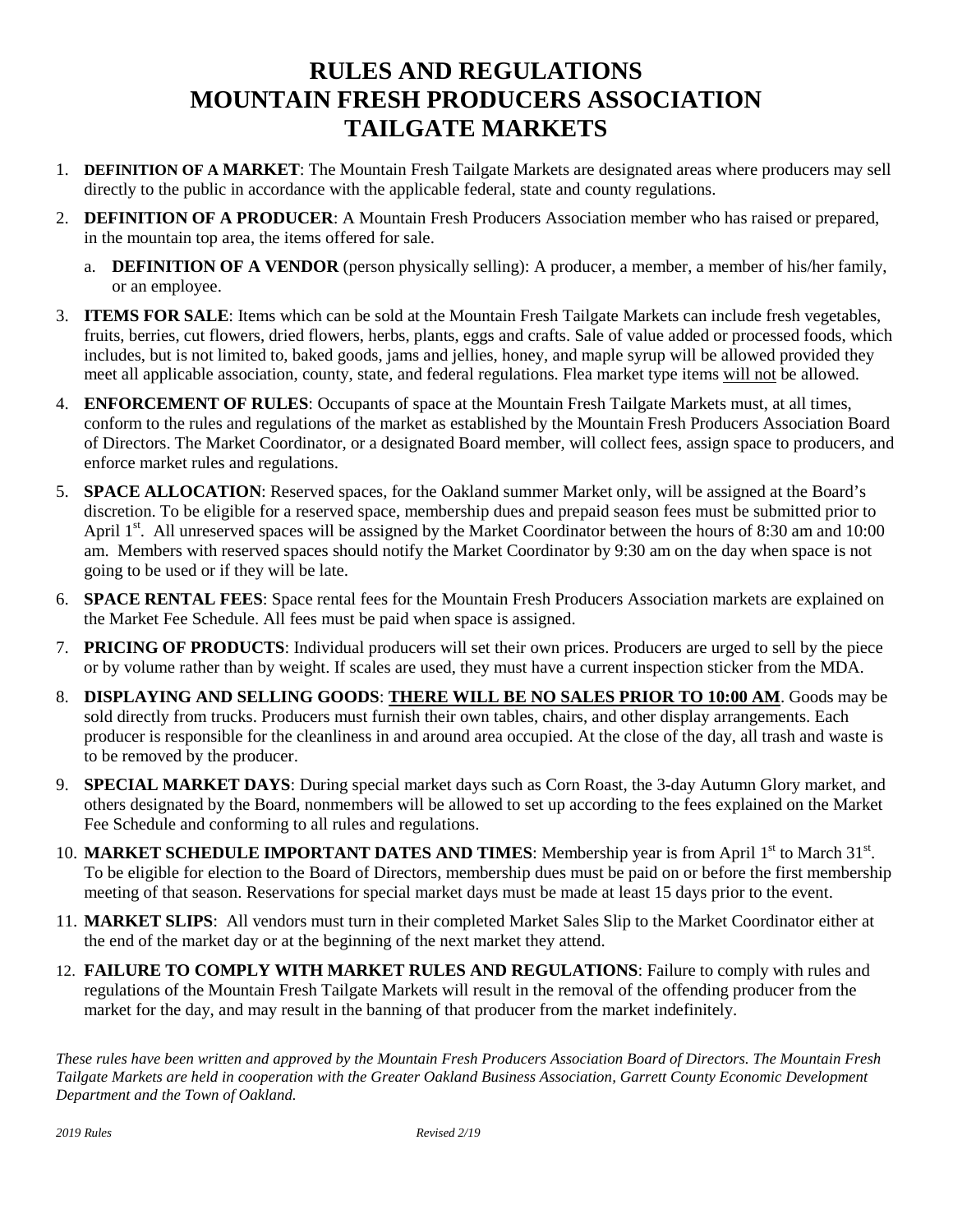# RULES AND REGULATIONS
# MOUNTAIN FRESH PRODUCERS ASSOCIATION
# TAILGATE MARKETS

1. **DEFINITION OF A MARKET**: The Mountain Fresh Tailgate Markets are designated areas where producers may sell directly to the public in accordance with the applicable federal, state and county regulations.
2. **DEFINITION OF A PRODUCER**: A Mountain Fresh Producers Association member who has raised or prepared, in the mountain top area, the items offered for sale.
   a. **DEFINITION OF A VENDOR** (person physically selling): A producer, a member, a member of his/her family, or an employee.
3. **ITEMS FOR SALE**: Items which can be sold at the Mountain Fresh Tailgate Markets can include fresh vegetables, fruits, berries, cut flowers, dried flowers, herbs, plants, eggs and crafts. Sale of value added or processed foods, which includes, but is not limited to, baked goods, jams and jellies, honey, and maple syrup will be allowed provided they meet all applicable association, county, state, and federal regulations. Flea market type items <u>will not</u> be allowed.
4. **ENFORCEMENT OF RULES**: Occupants of space at the Mountain Fresh Tailgate Markets must, at all times, conform to the rules and regulations of the market as established by the Mountain Fresh Producers Association Board of Directors. The Market Coordinator, or a designated Board member, will collect fees, assign space to producers, and enforce market rules and regulations.
5. **SPACE ALLOCATION**: Reserved spaces, for the Oakland summer Market only, will be assigned at the Board's discretion. To be eligible for a reserved space, membership dues and prepaid season fees must be submitted prior to April 1st. All unreserved spaces will be assigned by the Market Coordinator between the hours of 8:30 am and 10:00 am. Members with reserved spaces should notify the Market Coordinator by 9:30 am on the day when space is not going to be used or if they will be late.
6. **SPACE RENTAL FEES**: Space rental fees for the Mountain Fresh Producers Association markets are explained on the Market Fee Schedule. All fees must be paid when space is assigned.
7. **PRICING OF PRODUCTS**: Individual producers will set their own prices. Producers are urged to sell by the piece or by volume rather than by weight. If scales are used, they must have a current inspection sticker from the MDA.
8. **DISPLAYING AND SELLING GOODS**: **<u>THERE WILL BE NO SALES PRIOR TO 10:00 AM</u>**. Goods may be sold directly from trucks. Producers must furnish their own tables, chairs, and other display arrangements. Each producer is responsible for the cleanliness in and around area occupied. At the close of the day, all trash and waste is to be removed by the producer.
9. **SPECIAL MARKET DAYS**: During special market days such as Corn Roast, the 3-day Autumn Glory market, and others designated by the Board, nonmembers will be allowed to set up according to the fees explained on the Market Fee Schedule and conforming to all rules and regulations.
10. **MARKET SCHEDULE IMPORTANT DATES AND TIMES**: Membership year is from April 1st to March 31st. To be eligible for election to the Board of Directors, membership dues must be paid on or before the first membership meeting of that season. Reservations for special market days must be made at least 15 days prior to the event.
11. **MARKET SLIPS**: All vendors must turn in their completed Market Sales Slip to the Market Coordinator either at the end of the market day or at the beginning of the next market they attend.
12. **FAILURE TO COMPLY WITH MARKET RULES AND REGULATIONS**: Failure to comply with rules and regulations of the Mountain Fresh Tailgate Markets will result in the removal of the offending producer from the market for the day, and may result in the banning of that producer from the market indefinitely.

*These rules have been written and approved by the Mountain Fresh Producers Association Board of Directors. The Mountain Fresh Tailgate Markets are held in cooperation with the Greater Oakland Business Association, Garrett County Economic Development Department and the Town of Oakland.*

*2019 Rules* *Revised 2/19*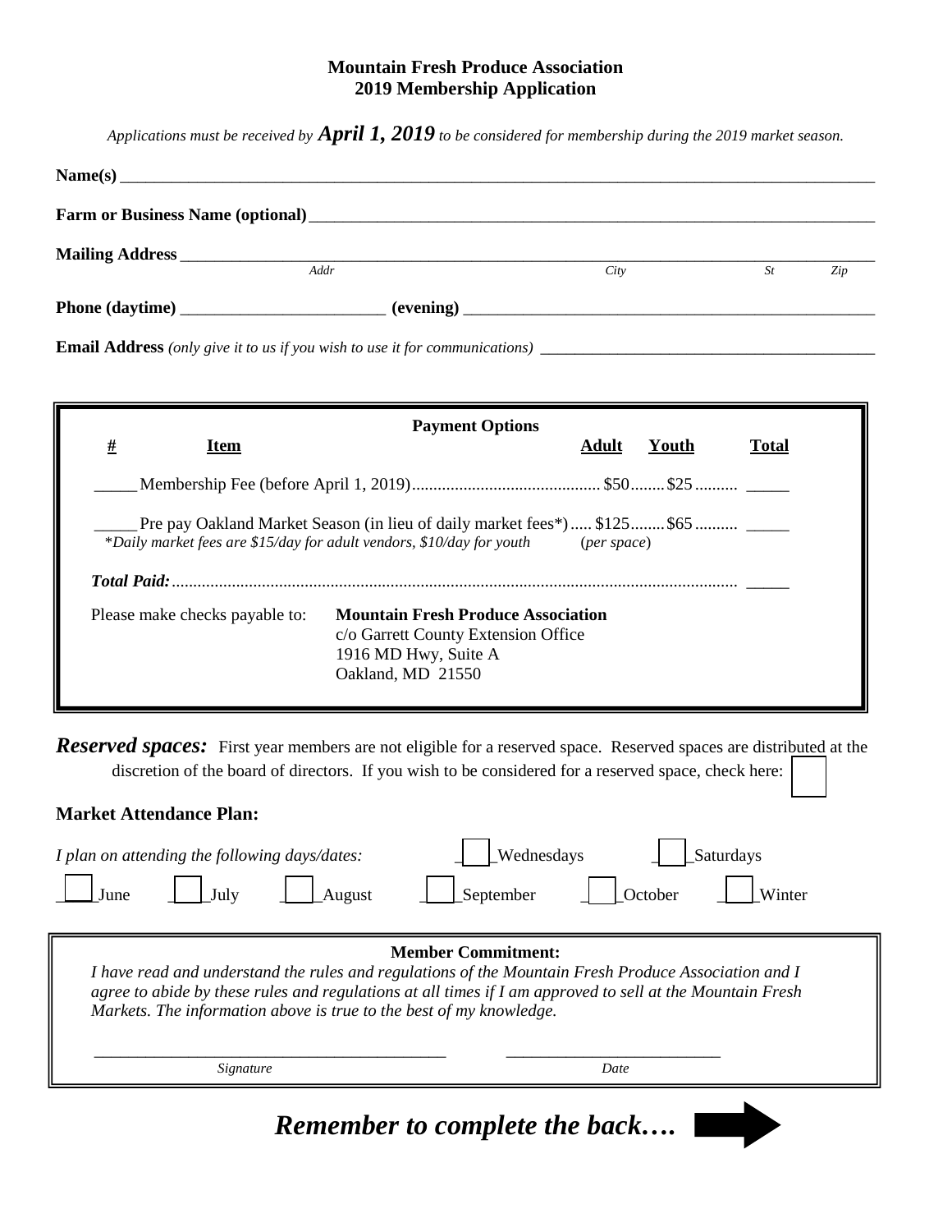# Mountain Fresh Produce Association
## 2019 Membership Application

*Applications must be received by* ***April 1, 2019*** *to be considered for membership during the 2019 market season.*

**Name(s)** ______________________________________________________________________________

**Farm or Business Name (optional)** _____________________________________________________________

**Mailing Address** ________________________________________________________________________

*Addr* *City* *St* *Zip*

**Phone (daytime)** ________________________ **(evening)** ______________________________________

**Email Address** *(only give it to us if you wish to use it for communications)* ______________________________

**Payment Options**

| # | Item | Adult | Youth | Total |
|---|---|---|---|---|
| _____ | Membership Fee (before April 1, 2019) | $50 | $25 | _____ |
| _____ | Pre pay Oakland Market Season (in lieu of daily market fees*) | $125 | $65 | _____ |
| | *\*Daily market fees are $15/day for adult vendors, $10/day for youth* | (*per space*) | | |
| | ***Total Paid:*** | | | _____ |

Please make checks payable to: **Mountain Fresh Produce Association**
c/o Garrett County Extension Office
1916 MD Hwy, Suite A
Oakland, MD 21550

***Reserved spaces:*** First year members are not eligible for a reserved space. Reserved spaces are distributed at the discretion of the board of directors. If you wish to be considered for a reserved space, check here: ☐

**Market Attendance Plan:**

*I plan on attending the following days/dates:* ☐ Wednesdays ☐ Saturdays

☐ June ☐ July ☐ August ☐ September ☐ October ☐ Winter

**Member Commitment:**

*I have read and understand the rules and regulations of the Mountain Fresh Produce Association and I agree to abide by these rules and regulations at all times if I am approved to sell at the Mountain Fresh Markets. The information above is true to the best of my knowledge.*

_____________________________________ _________________________

*Signature* *Date*

***Remember to complete the back….***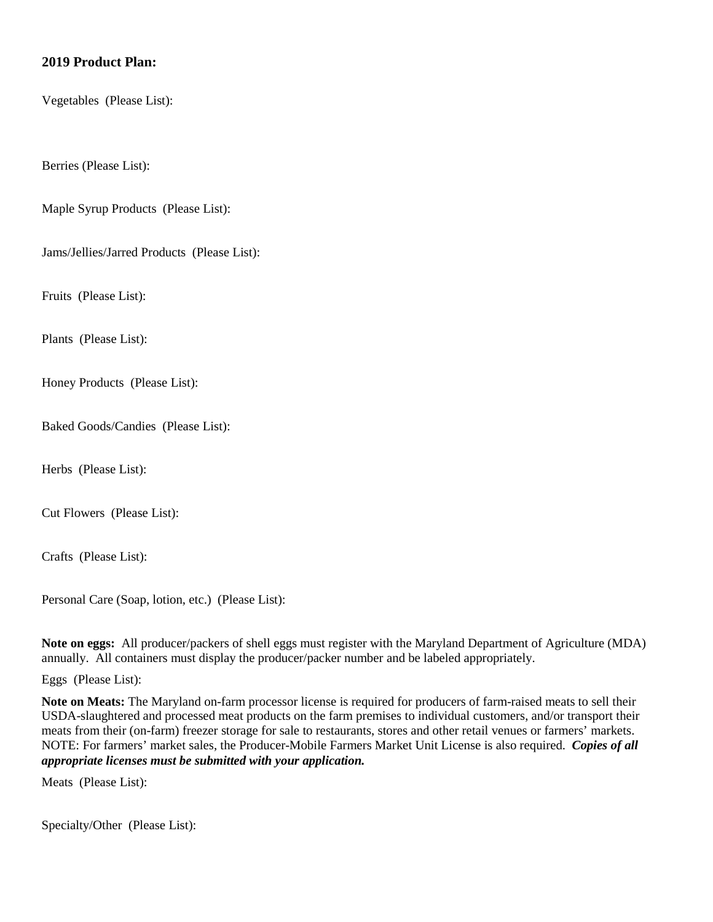**2019 Product Plan:**

Vegetables (Please List):

Berries (Please List):

Maple Syrup Products (Please List):

Jams/Jellies/Jarred Products (Please List):

Fruits (Please List):

Plants (Please List):

Honey Products (Please List):

Baked Goods/Candies (Please List):

Herbs (Please List):

Cut Flowers (Please List):

Crafts (Please List):

Personal Care (Soap, lotion, etc.) (Please List):

**Note on eggs:** All producer/packers of shell eggs must register with the Maryland Department of Agriculture (MDA) annually. All containers must display the producer/packer number and be labeled appropriately.

Eggs (Please List):

**Note on Meats:** The Maryland on-farm processor license is required for producers of farm-raised meats to sell their USDA-slaughtered and processed meat products on the farm premises to individual customers, and/or transport their meats from their (on-farm) freezer storage for sale to restaurants, stores and other retail venues or farmers' markets. NOTE: For farmers' market sales, the Producer-Mobile Farmers Market Unit License is also required. ***Copies of all appropriate licenses must be submitted with your application.***

Meats (Please List):

Specialty/Other (Please List):